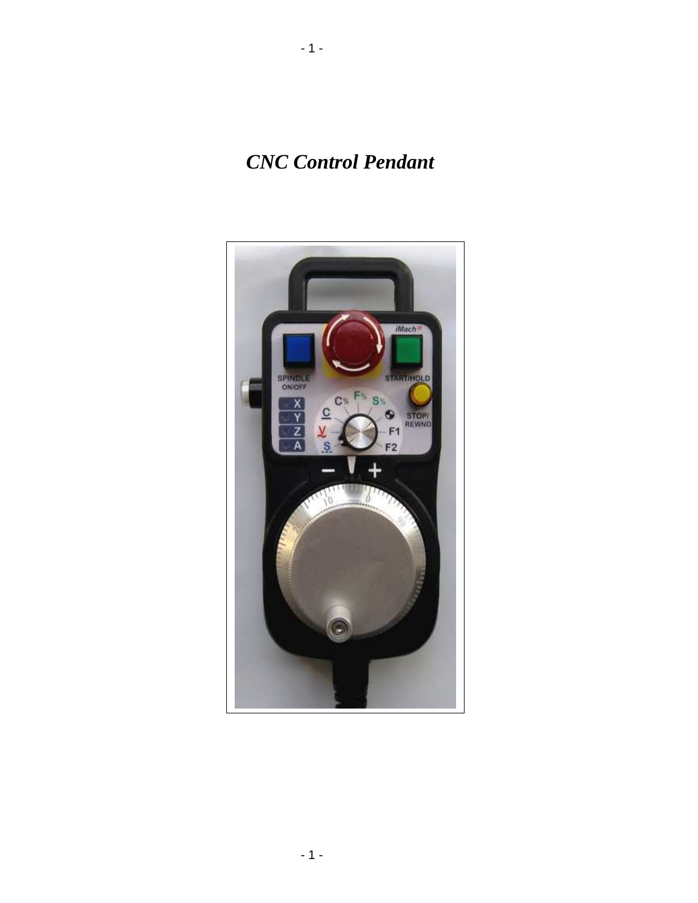# *CNC Control Pendant*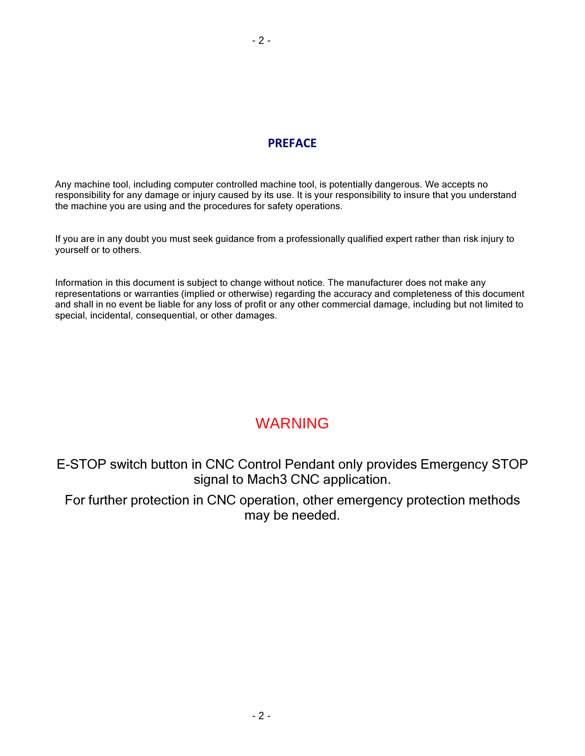## PREFACE

Any machine tool, including computer controlled machine tool, is potentially dangerous. We accepts no responsibility for any damage or injury caused by its use. It is your responsibility to insure that you understand the machine you are using and the procedures for safety operations.

If you are in any doubt you must seek guidance from a professionally qualified expert rather than risk injury to yourself or to others.

Information in this document is subject to change without notice. The manufacturer does not make any representations or warranties (implied or otherwise) regarding the accuracy and completeness of this document and shall in no event be liable for any loss of profit or any other commercial damage, including but not limited to special, incidental, consequential, or other damages.

## WARNING

E-STOP switch button in CNC Control Pendant only provides Emergency STOP signal to Mach3 CNC application.

For further protection in CNC operation, other emergency protection methods may be needed.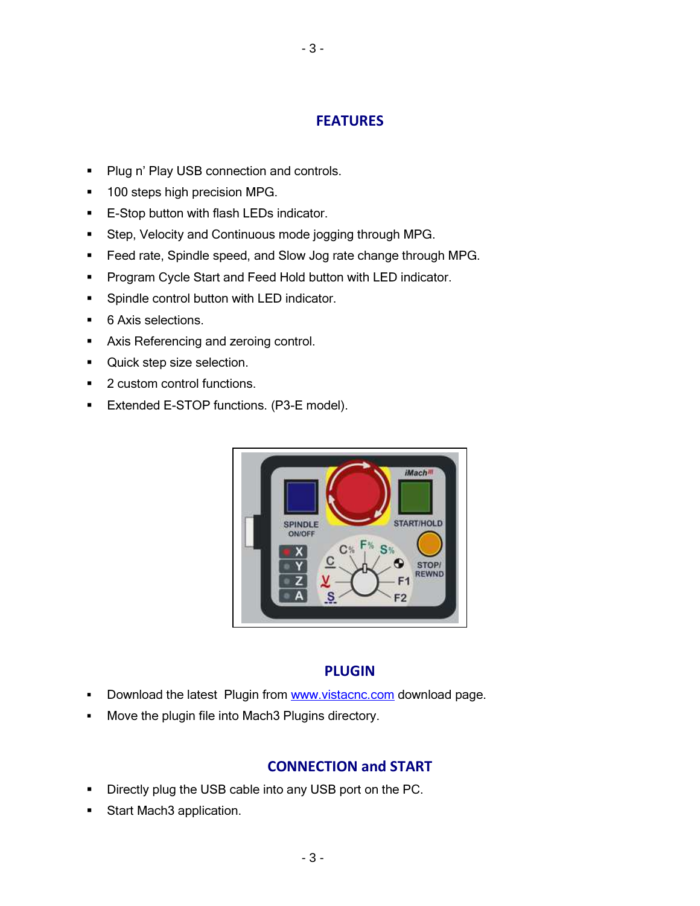## FEATURES

- Plug n' Play USB connection and controls.
- 100 steps high precision MPG.
- E-Stop button with flash LEDs indicator.
- Step, Velocity and Continuous mode jogging through MPG.
- Feed rate, Spindle speed, and Slow Jog rate change through MPG.
- Program Cycle Start and Feed Hold button with LED indicator.
- Spindle control button with LED indicator.
- 6 Axis selections.
- Axis Referencing and zeroing control.
- Quick step size selection.
- 2 custom control functions.
- Extended E-STOP functions. (P3-E model).

## PLUGIN

- Download the latest Plugin from www.vistacnc.com download page.
- Move the plugin file into Mach3 Plugins directory.

## CONNECTION and START

- Directly plug the USB cable into any USB port on the PC.
- Start Mach3 application.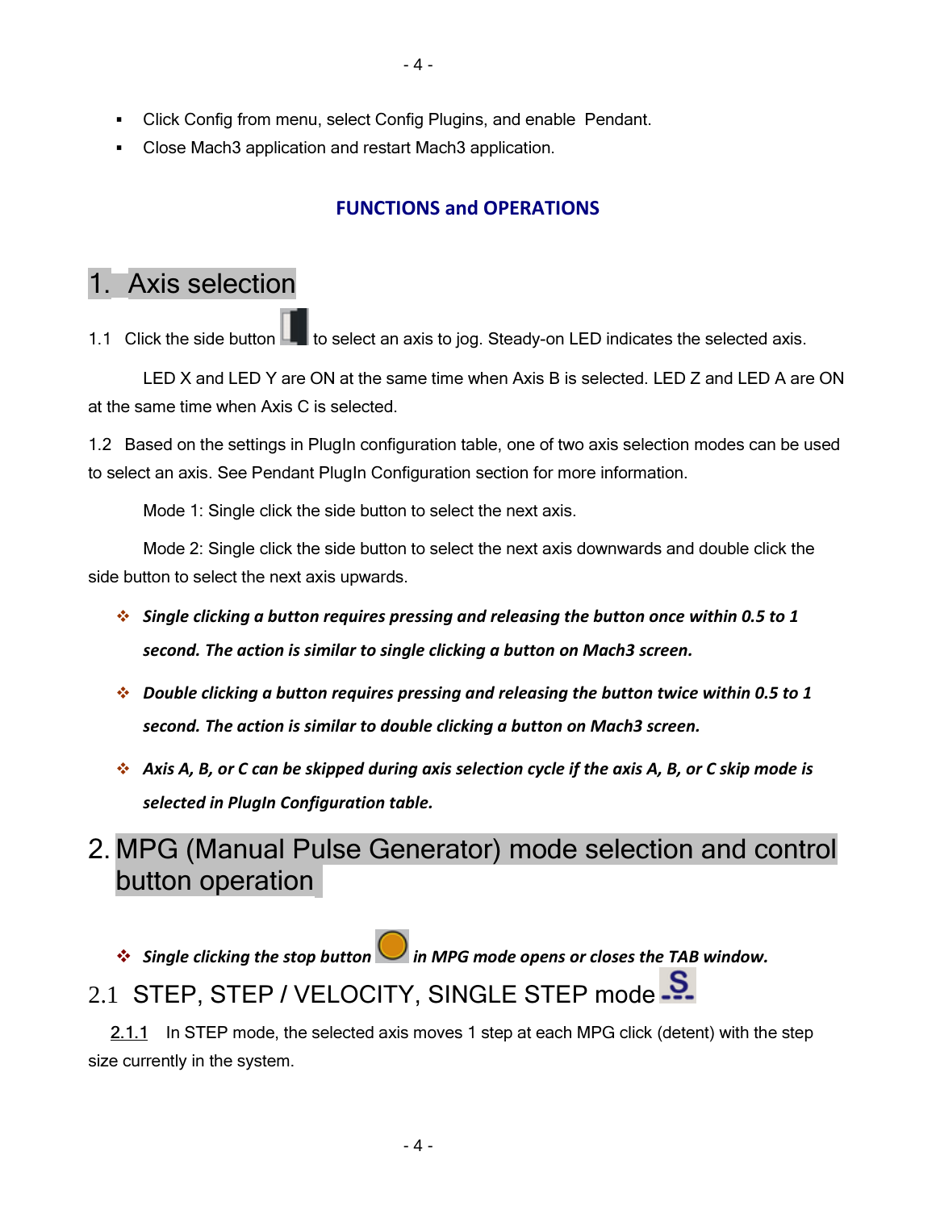- Click Config from menu, select Config Plugins, and enable Pendant.
- Close Mach3 application and restart Mach3 application.

## FUNCTIONS and OPERATIONS

# 1. Axis selection

1.1 Click the side button to select an axis to jog. Steady-on LED indicates the selected axis.

LED X and LED Y are ON at the same time when Axis B is selected. LED Z and LED A are ON at the same time when Axis C is selected.

1.2 Based on the settings in PlugIn configuration table, one of two axis selection modes can be used to select an axis. See Pendant PlugIn Configuration section for more information.

Mode 1: Single click the side button to select the next axis.

Mode 2: Single click the side button to select the next axis downwards and double click the side button to select the next axis upwards.

- ***Single clicking a button requires pressing and releasing the button once within 0.5 to 1 second. The action is similar to single clicking a button on Mach3 screen.***
- ***Double clicking a button requires pressing and releasing the button twice within 0.5 to 1 second. The action is similar to double clicking a button on Mach3 screen.***
- ***Axis A, B, or C can be skipped during axis selection cycle if the axis A, B, or C skip mode is selected in PlugIn Configuration table.***

# 2. MPG (Manual Pulse Generator) mode selection and control button operation

- ***Single clicking the stop button in MPG mode opens or closes the TAB window.***

## 2.1 STEP, STEP / VELOCITY, SINGLE STEP mode

2.1.1 In STEP mode, the selected axis moves 1 step at each MPG click (detent) with the step size currently in the system.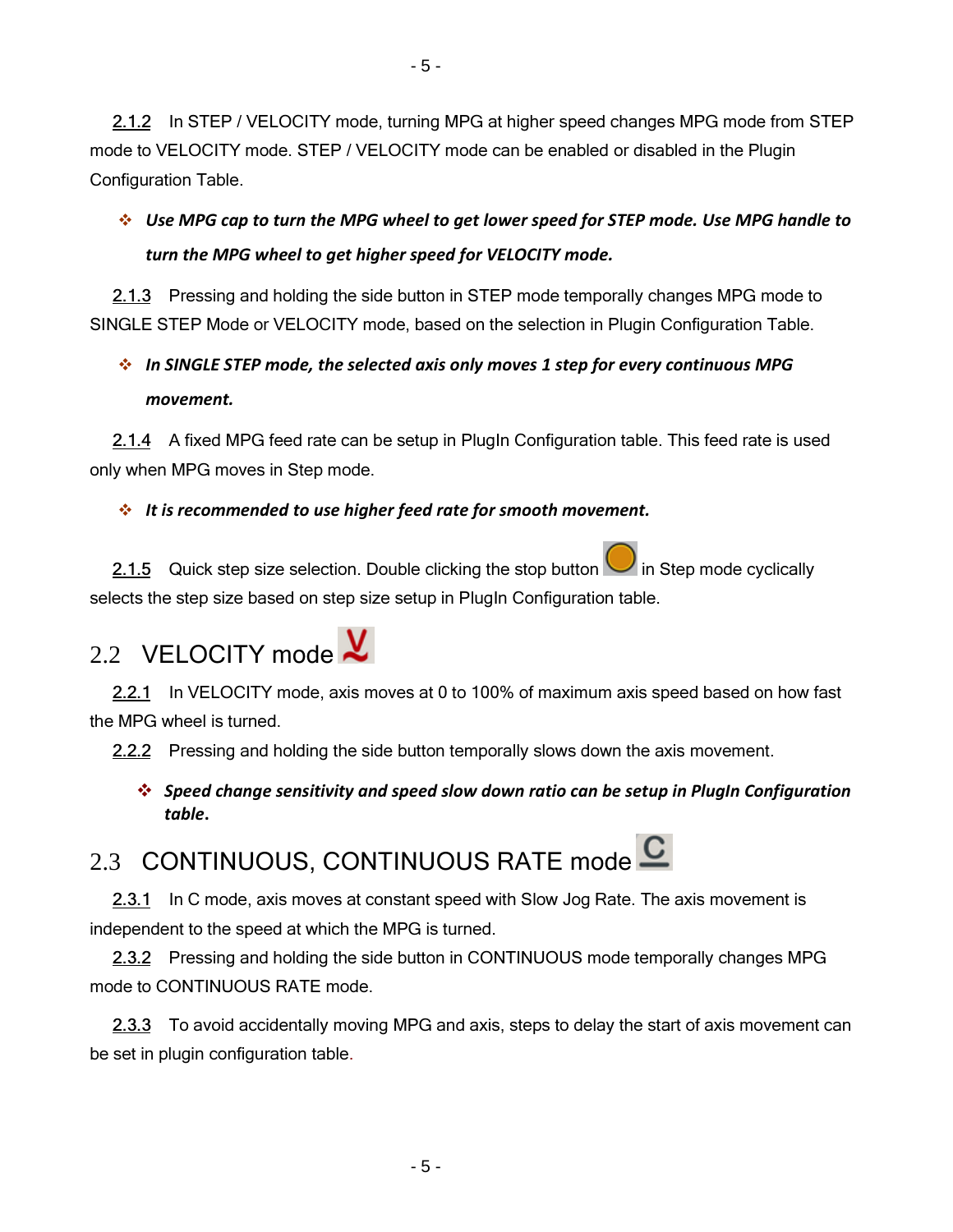2.1.2 In STEP / VELOCITY mode, turning MPG at higher speed changes MPG mode from STEP mode to VELOCITY mode. STEP / VELOCITY mode can be enabled or disabled in the Plugin Configuration Table.

- ***Use MPG cap to turn the MPG wheel to get lower speed for STEP mode. Use MPG handle to turn the MPG wheel to get higher speed for VELOCITY mode.***

2.1.3 Pressing and holding the side button in STEP mode temporally changes MPG mode to SINGLE STEP Mode or VELOCITY mode, based on the selection in Plugin Configuration Table.

- ***In SINGLE STEP mode, the selected axis only moves 1 step for every continuous MPG movement.***

2.1.4 A fixed MPG feed rate can be setup in PlugIn Configuration table. This feed rate is used only when MPG moves in Step mode.

- ***It is recommended to use higher feed rate for smooth movement.***

2.1.5 Quick step size selection. Double clicking the stop button in Step mode cyclically selects the step size based on step size setup in PlugIn Configuration table.

## 2.2 VELOCITY mode

2.2.1 In VELOCITY mode, axis moves at 0 to 100% of maximum axis speed based on how fast the MPG wheel is turned.

2.2.2 Pressing and holding the side button temporally slows down the axis movement.

- ***Speed change sensitivity and speed slow down ratio can be setup in PlugIn Configuration table.***

## 2.3 CONTINUOUS, CONTINUOUS RATE mode

2.3.1 In C mode, axis moves at constant speed with Slow Jog Rate. The axis movement is independent to the speed at which the MPG is turned.

2.3.2 Pressing and holding the side button in CONTINUOUS mode temporally changes MPG mode to CONTINUOUS RATE mode.

2.3.3 To avoid accidentally moving MPG and axis, steps to delay the start of axis movement can be set in plugin configuration table.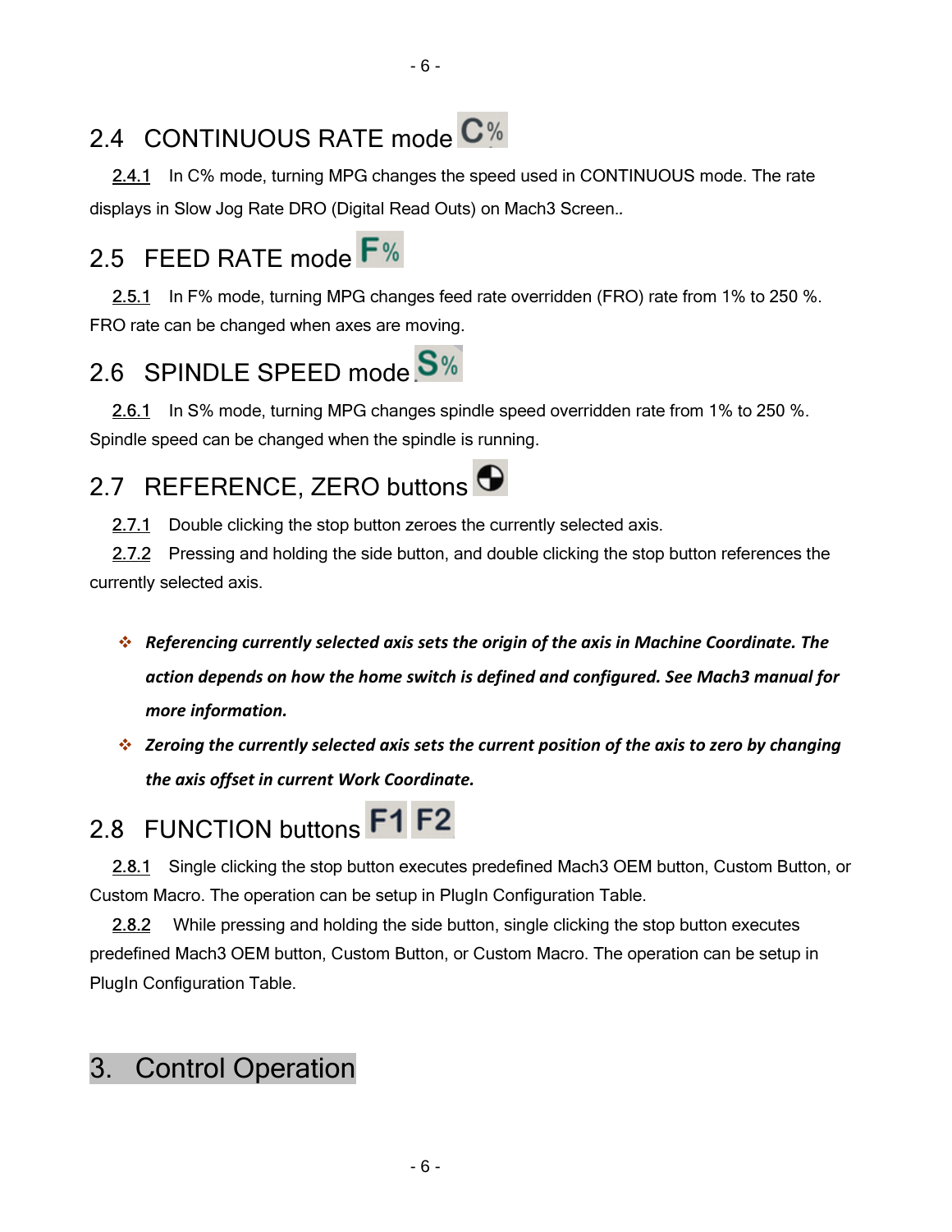## 2.4 CONTINUOUS RATE mode C%

2.4.1 In C% mode, turning MPG changes the speed used in CONTINUOUS mode. The rate displays in Slow Jog Rate DRO (Digital Read Outs) on Mach3 Screen..

## 2.5 FEED RATE mode F%

2.5.1 In F% mode, turning MPG changes feed rate overridden (FRO) rate from 1% to 250 %. FRO rate can be changed when axes are moving.

## 2.6 SPINDLE SPEED mode S%

2.6.1 In S% mode, turning MPG changes spindle speed overridden rate from 1% to 250 %. Spindle speed can be changed when the spindle is running.

## 2.7 REFERENCE, ZERO buttons

2.7.1 Double clicking the stop button zeroes the currently selected axis.

2.7.2 Pressing and holding the side button, and double clicking the stop button references the currently selected axis.

- ***Referencing currently selected axis sets the origin of the axis in Machine Coordinate. The action depends on how the home switch is defined and configured. See Mach3 manual for more information.***
- ***Zeroing the currently selected axis sets the current position of the axis to zero by changing the axis offset in current Work Coordinate.***

## 2.8 FUNCTION buttons F1 F2

2.8.1 Single clicking the stop button executes predefined Mach3 OEM button, Custom Button, or Custom Macro. The operation can be setup in PlugIn Configuration Table.

2.8.2 While pressing and holding the side button, single clicking the stop button executes predefined Mach3 OEM button, Custom Button, or Custom Macro. The operation can be setup in PlugIn Configuration Table.

# 3. Control Operation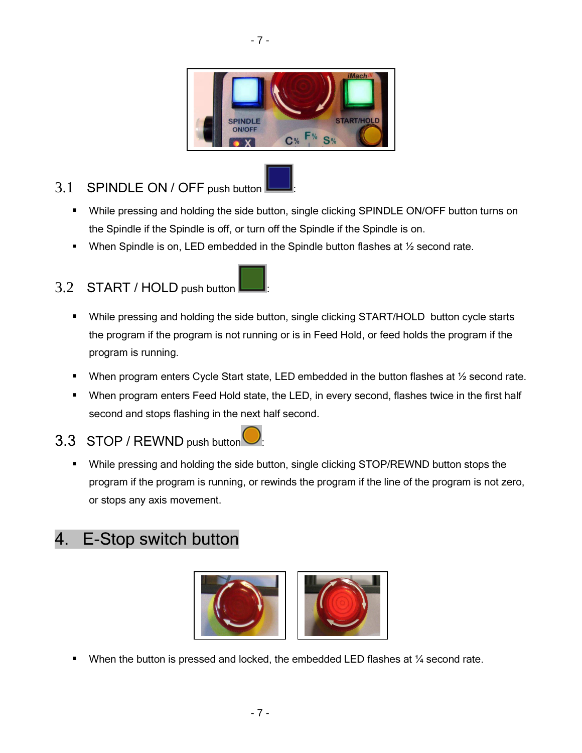### 3.1 SPINDLE ON / OFF push button :

- While pressing and holding the side button, single clicking SPINDLE ON/OFF button turns on the Spindle if the Spindle is off, or turn off the Spindle if the Spindle is on.
- When Spindle is on, LED embedded in the Spindle button flashes at ½ second rate.

### 3.2 START / HOLD push button :

- While pressing and holding the side button, single clicking START/HOLD button cycle starts the program if the program is not running or is in Feed Hold, or feed holds the program if the program is running.
- When program enters Cycle Start state, LED embedded in the button flashes at ½ second rate.
- When program enters Feed Hold state, the LED, in every second, flashes twice in the first half second and stops flashing in the next half second.

### 3.3 STOP / REWND push button :

- While pressing and holding the side button, single clicking STOP/REWND button stops the program if the program is running, or rewinds the program if the line of the program is not zero, or stops any axis movement.

## 4. E-Stop switch button

- When the button is pressed and locked, the embedded LED flashes at ¼ second rate.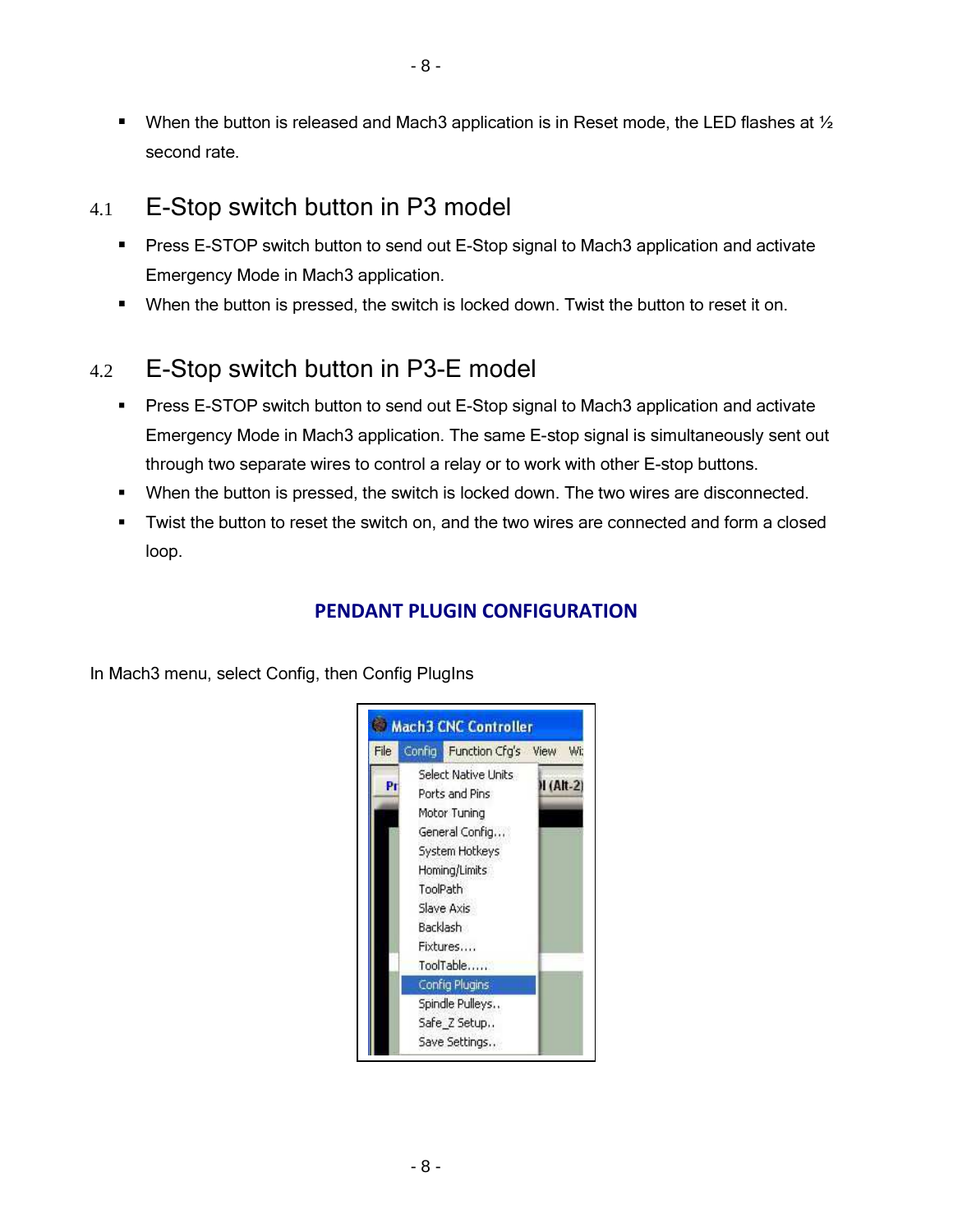- When the button is released and Mach3 application is in Reset mode, the LED flashes at ½ second rate.

## 4.1 E-Stop switch button in P3 model

- Press E-STOP switch button to send out E-Stop signal to Mach3 application and activate Emergency Mode in Mach3 application.
- When the button is pressed, the switch is locked down. Twist the button to reset it on.

## 4.2 E-Stop switch button in P3-E model

- Press E-STOP switch button to send out E-Stop signal to Mach3 application and activate Emergency Mode in Mach3 application. The same E-stop signal is simultaneously sent out through two separate wires to control a relay or to work with other E-stop buttons.
- When the button is pressed, the switch is locked down. The two wires are disconnected.
- Twist the button to reset the switch on, and the two wires are connected and form a closed loop.

## PENDANT PLUGIN CONFIGURATION

In Mach3 menu, select Config, then Config PlugIns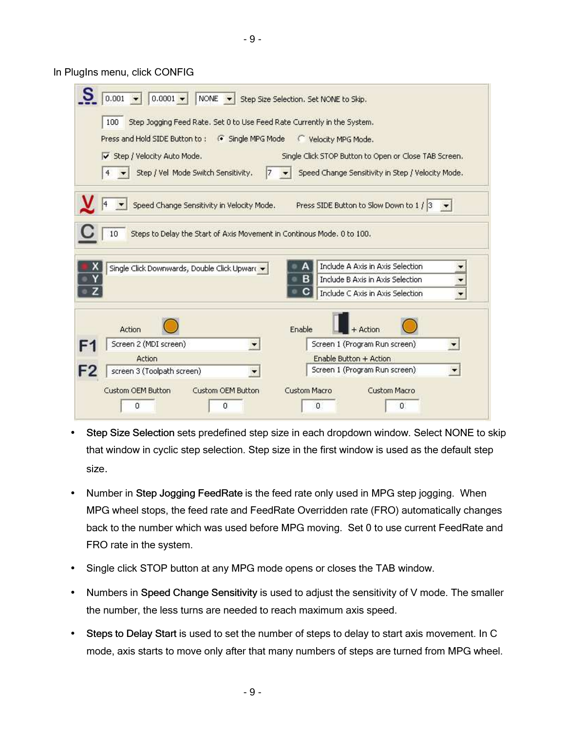In PlugIns menu, click CONFIG

S | 0.001 | 0.0001 | NONE | Step Size Selection. Set NONE to Skip.

100 Step Jogging Feed Rate. Set 0 to Use Feed Rate Currently in the System.

Press and Hold SIDE Button to : (•) Single MPG Mode ( ) Velocity MPG Mode.

[✓] Step / Velocity Auto Mode. Single Click STOP Button to Open or Close TAB Screen.

4 Step / Vel Mode Switch Sensitivity. 7 Speed Change Sensitivity in Step / Velocity Mode.

V | 4 Speed Change Sensitivity in Velocity Mode. Press SIDE Button to Slow Down to 1 / 3

C | 10 Steps to Delay the Start of Axis Movement in Continous Mode. 0 to 100.

X Y Z | Single Click Downwards, Double Click Upward

A | Include A Axis in Axis Selection
B | Include B Axis in Axis Selection
C | Include C Axis in Axis Selection

| | Action | Enable + Action |
|---|---|---|
| F1 | Screen 2 (MDI screen) | Screen 1 (Program Run screen) |
| | Action | Enable Button + Action |
| F2 | screen 3 (Toolpath screen) | Screen 1 (Program Run screen) |

| Custom OEM Button | Custom OEM Button | Custom Macro | Custom Macro |
|---|---|---|---|
| 0 | 0 | 0 | 0 |

- **Step Size Selection** sets predefined step size in each dropdown window. Select NONE to skip that window in cyclic step selection. Step size in the first window is used as the default step size.
- Number in **Step Jogging FeedRate** is the feed rate only used in MPG step jogging. When MPG wheel stops, the feed rate and FeedRate Overridden rate (FRO) automatically changes back to the number which was used before MPG moving. Set 0 to use current FeedRate and FRO rate in the system.
- Single click STOP button at any MPG mode opens or closes the TAB window.
- Numbers in **Speed Change Sensitivity** is used to adjust the sensitivity of V mode. The smaller the number, the less turns are needed to reach maximum axis speed.
- **Steps to Delay Start** is used to set the number of steps to delay to start axis movement. In C mode, axis starts to move only after that many numbers of steps are turned from MPG wheel.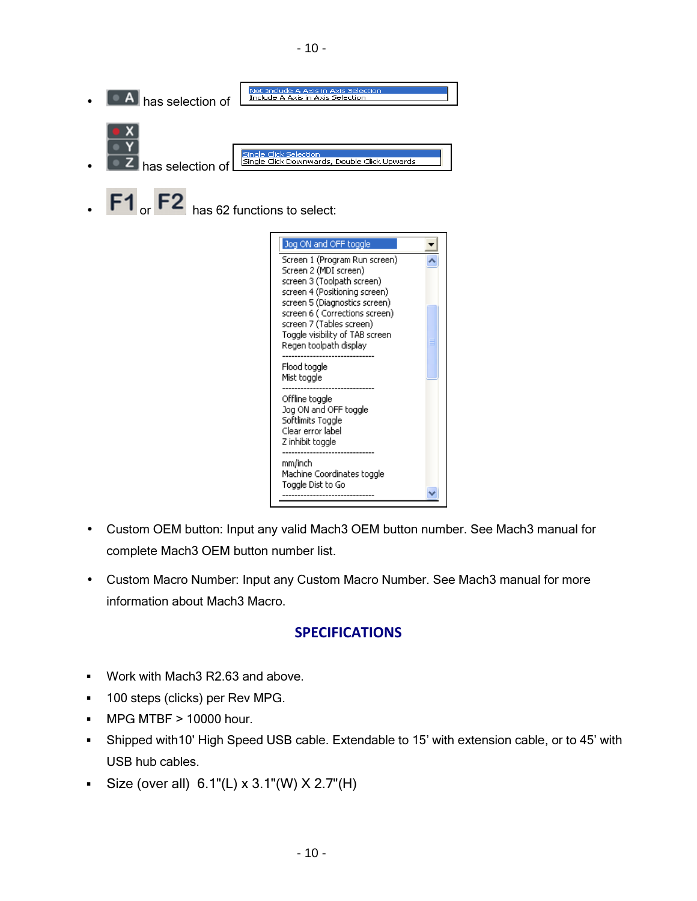- A has selection of Not Include A Axis in Axis Selection / Include A Axis in Axis Selection
- X Y Z has selection of Single Click Selection / Single Click Downwards, Double Click Upwards
- F1 or F2 has 62 functions to select:

Jog ON and OFF toggle

Screen 1 (Program Run screen)
Screen 2 (MDI screen)
screen 3 (Toolpath screen)
screen 4 (Positioning screen)
screen 5 (Diagnostics screen)
screen 6 ( Corrections screen)
screen 7 (Tables screen)
Toggle visibility of TAB screen
Regen toolpath display
------------------------------
Flood toggle
Mist toggle
------------------------------
Offline toggle
Jog ON and OFF toggle
Softlimits Toggle
Clear error label
Z inhibit toggle
------------------------------
mm/inch
Machine Coordinates toggle
Toggle Dist to Go
------------------------------

- Custom OEM button: Input any valid Mach3 OEM button number. See Mach3 manual for complete Mach3 OEM button number list.
- Custom Macro Number: Input any Custom Macro Number. See Mach3 manual for more information about Mach3 Macro.

## SPECIFICATIONS

- Work with Mach3 R2.63 and above.
- 100 steps (clicks) per Rev MPG.
- MPG MTBF > 10000 hour.
- Shipped with10' High Speed USB cable. Extendable to 15' with extension cable, or to 45' with USB hub cables.
- Size (over all) 6.1"(L) x 3.1"(W) X 2.7"(H)